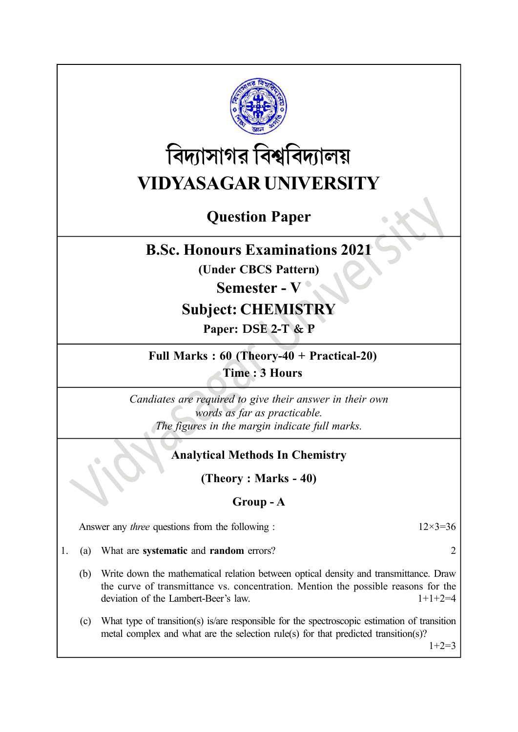# বিদ্যাসাগর বিশ্ববিদ্যালয়
# VIDYASAGAR UNIVERSITY

## Question Paper

## B.Sc. Honours Examinations 2021

**(Under CBCS Pattern)**

**Semester - V**

**Subject: CHEMISTRY**

**Paper: DSE 2-T & P**

**Full Marks : 60 (Theory-40 + Practical-20)**

**Time : 3 Hours**

*Candiates are required to give their answer in their own words as far as practicable.*
*The figures in the margin indicate full marks.*

### Analytical Methods In Chemistry

**(Theory : Marks - 40)**

**Group - A**

Answer any *three* questions from the following : 12×3=36

1. (a) What are **systematic** and **random** errors? 2

   (b) Write down the mathematical relation between optical density and transmittance. Draw the curve of transmittance vs. concentration. Mention the possible reasons for the deviation of the Lambert-Beer's law. 1+1+2=4

   (c) What type of transition(s) is/are responsible for the spectroscopic estimation of transition metal complex and what are the selection rule(s) for that predicted transition(s)? 1+2=3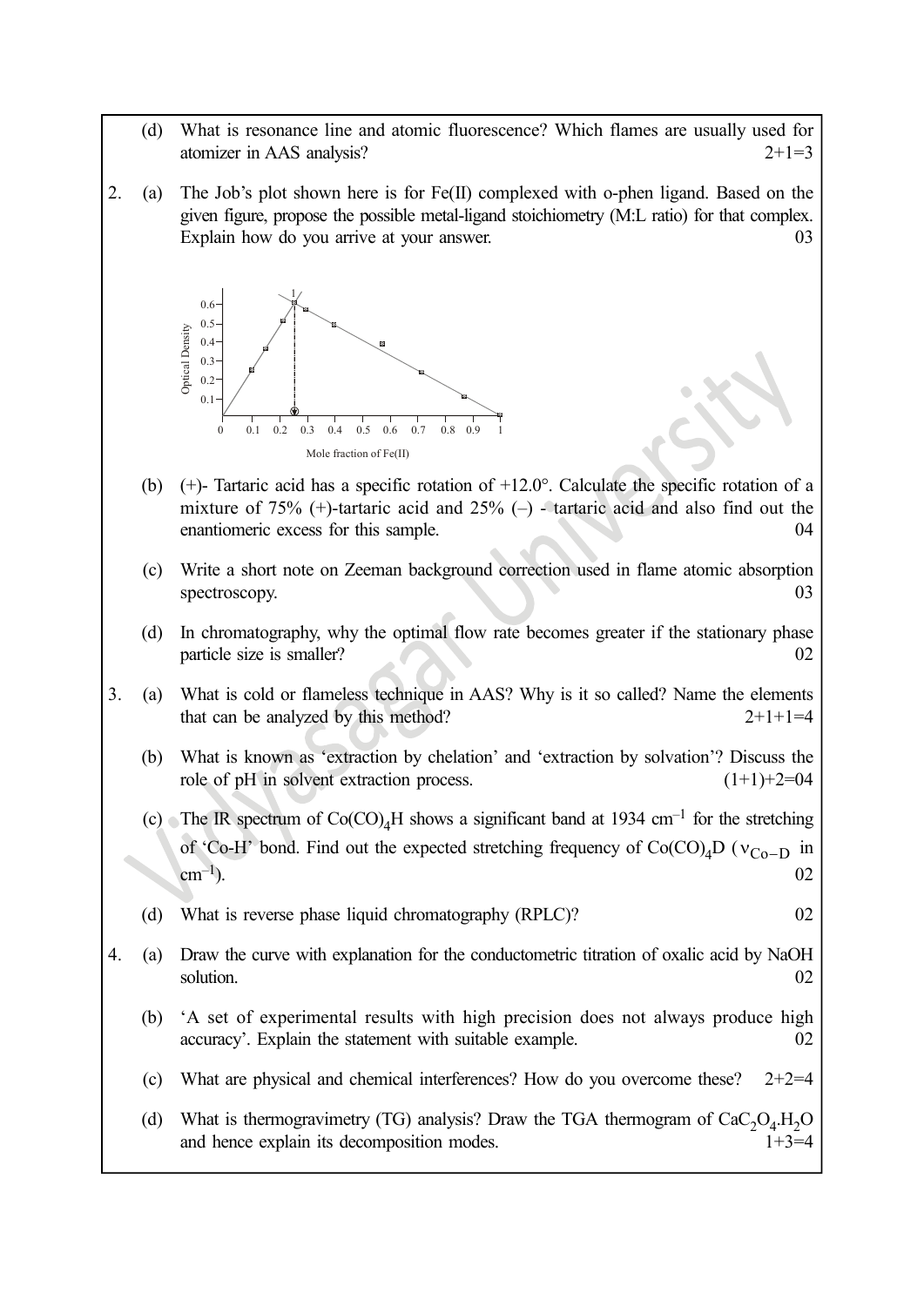(d) What is resonance line and atomic fluorescence? Which flames are usually used for atomizer in AAS analysis? 2+1=3

2. (a) The Job's plot shown here is for Fe(II) complexed with o-phen ligand. Based on the given figure, propose the possible metal-ligand stoichiometry (M:L ratio) for that complex. Explain how do you arrive at your answer. 03

Optical Density

0.6
0.5
0.4
0.3
0.2
0.1

0 0.1 0.2 0.3 0.4 0.5 0.6 0.7 0.8 0.9 1

Mole fraction of Fe(II)

(b) (+)- Tartaric acid has a specific rotation of +12.0°. Calculate the specific rotation of a mixture of 75% (+)-tartaric acid and 25% (–) - tartaric acid and also find out the enantiomeric excess for this sample. 04

(c) Write a short note on Zeeman background correction used in flame atomic absorption spectroscopy. 03

(d) In chromatography, why the optimal flow rate becomes greater if the stationary phase particle size is smaller? 02

3. (a) What is cold or flameless technique in AAS? Why is it so called? Name the elements that can be analyzed by this method? 2+1+1=4

(b) What is known as 'extraction by chelation' and 'extraction by solvation'? Discuss the role of pH in solvent extraction process. (1+1)+2=04

(c) The IR spectrum of $Co(CO)_4H$ shows a significant band at 1934 $cm^{-1}$ for the stretching of 'Co-H' bond. Find out the expected stretching frequency of $Co(CO)_4D$ ($\nu_{Co-D}$ in $cm^{-1}$). 02

(d) What is reverse phase liquid chromatography (RPLC)? 02

4. (a) Draw the curve with explanation for the conductometric titration of oxalic acid by NaOH solution. 02

(b) 'A set of experimental results with high precision does not always produce high accuracy'. Explain the statement with suitable example. 02

(c) What are physical and chemical interferences? How do you overcome these? 2+2=4

(d) What is thermogravimetry (TG) analysis? Draw the TGA thermogram of $CaC_2O_4.H_2O$ and hence explain its decomposition modes. 1+3=4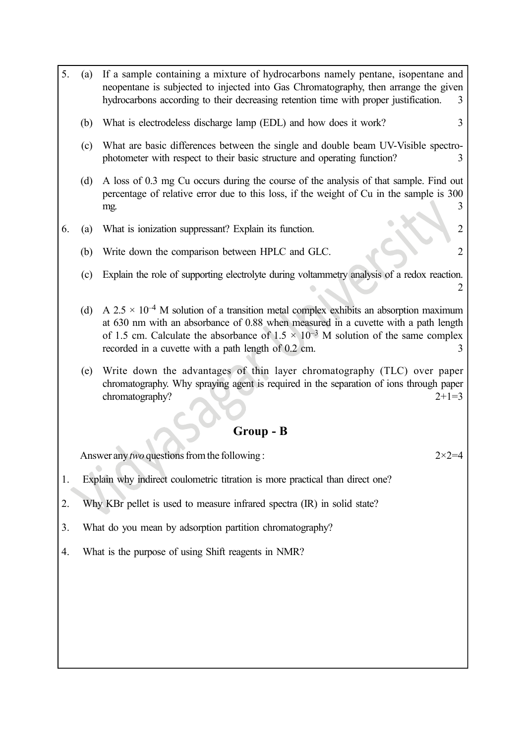5. (a) If a sample containing a mixture of hydrocarbons namely pentane, isopentane and neopentane is subjected to injected into Gas Chromatography, then arrange the given hydrocarbons according to their decreasing retention time with proper justification. 3

   (b) What is electrodeless discharge lamp (EDL) and how does it work? 3

   (c) What are basic differences between the single and double beam UV-Visible spectrophotometer with respect to their basic structure and operating function? 3

   (d) A loss of 0.3 mg Cu occurs during the course of the analysis of that sample. Find out percentage of relative error due to this loss, if the weight of Cu in the sample is 300 mg. 3

6. (a) What is ionization suppressant? Explain its function. 2

   (b) Write down the comparison between HPLC and GLC. 2

   (c) Explain the role of supporting electrolyte during voltammetry analysis of a redox reaction. 2

   (d) A $2.5 \times 10^{-4}$ M solution of a transition metal complex exhibits an absorption maximum at 630 nm with an absorbance of 0.88 when measured in a cuvette with a path length of 1.5 cm. Calculate the absorbance of $1.5 \times 10^{-3}$ M solution of the same complex recorded in a cuvette with a path length of 0.2 cm. 3

   (e) Write down the advantages of thin layer chromatography (TLC) over paper chromatography. Why spraying agent is required in the separation of ions through paper chromatography? 2+1=3

## Group - B

Answer any *two* questions from the following : 2×2=4

1. Explain why indirect coulometric titration is more practical than direct one?
2. Why KBr pellet is used to measure infrared spectra (IR) in solid state?
3. What do you mean by adsorption partition chromatography?
4. What is the purpose of using Shift reagents in NMR?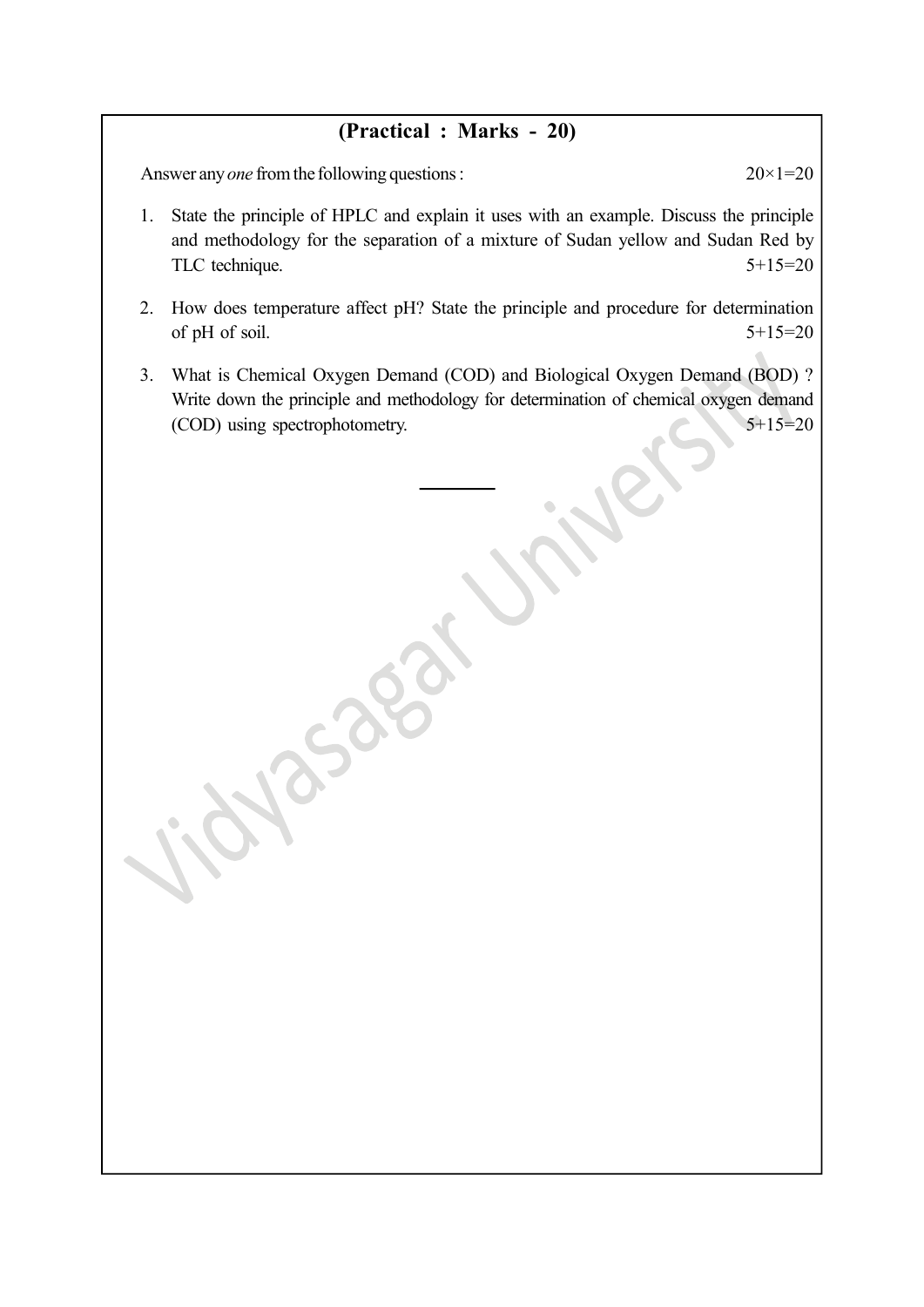## (Practical : Marks - 20)

Answer any *one* from the following questions : $20\times1=20$

1. State the principle of HPLC and explain it uses with an example. Discuss the principle and methodology for the separation of a mixture of Sudan yellow and Sudan Red by TLC technique. $5+15=20$

2. How does temperature affect pH? State the principle and procedure for determination of pH of soil. $5+15=20$

3. What is Chemical Oxygen Demand (COD) and Biological Oxygen Demand (BOD) ? Write down the principle and methodology for determination of chemical oxygen demand (COD) using spectrophotometry. $5+15=20$

---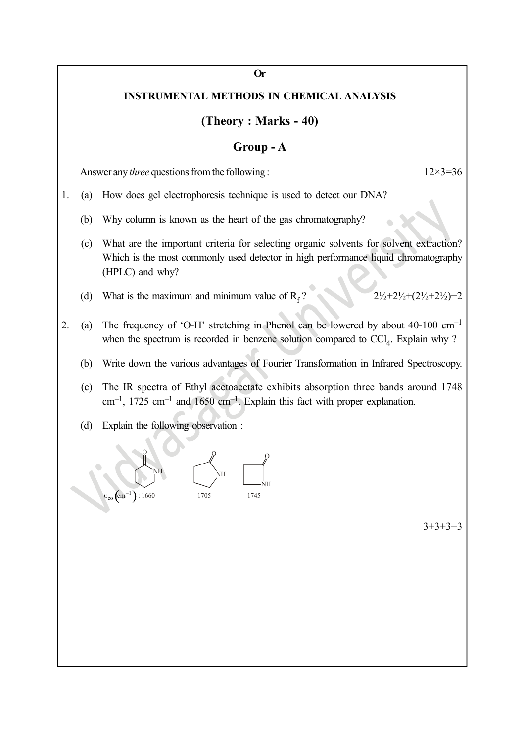**Or**

## INSTRUMENTAL METHODS IN CHEMICAL ANALYSIS

### (Theory : Marks - 40)

### Group - A

Answer any *three* questions from the following : 12×3=36

1. (a) How does gel electrophoresis technique is used to detect our DNA?

   (b) Why column is known as the heart of the gas chromatography?

   (c) What are the important criteria for selecting organic solvents for solvent extraction? Which is the most commonly used detector in high performance liquid chromatography (HPLC) and why?

   (d) What is the maximum and minimum value of $R_f$? 2½+2½+(2½+2½)+2

2. (a) The frequency of 'O-H' stretching in Phenol can be lowered by about 40-100 $cm^{-1}$ when the spectrum is recorded in benzene solution compared to $CCl_4$. Explain why ?

   (b) Write down the various advantages of Fourier Transformation in Infrared Spectroscopy.

   (c) The IR spectra of Ethyl acetoacetate exhibits absorption three bands around 1748 $cm^{-1}$, 1725 $cm^{-1}$ and 1650 $cm^{-1}$. Explain this fact with proper explanation.

   (d) Explain the following observation :

   O NH O NH O NH

   $\upsilon_{co}\left(cm^{-1}\right)$ : 1660 1705 1745

3+3+3+3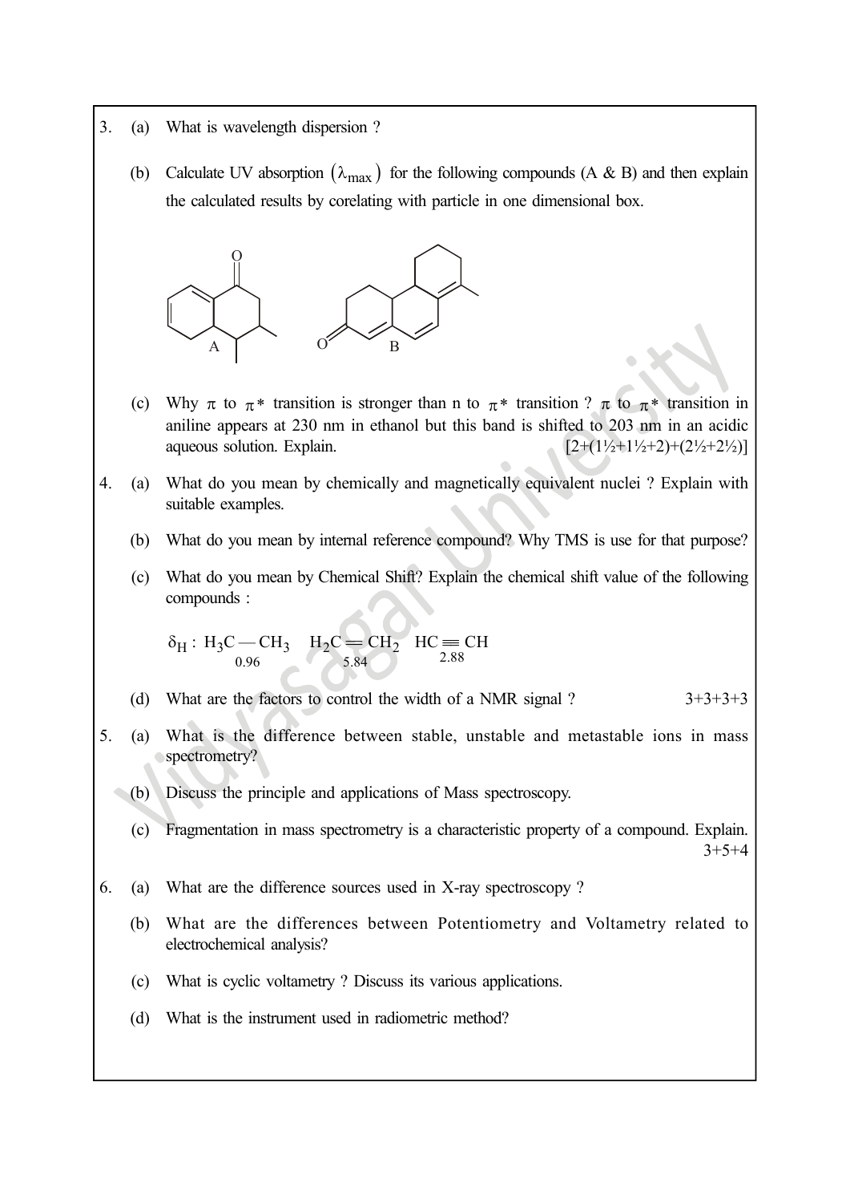3. (a) What is wavelength dispersion ?

   (b) Calculate UV absorption $(\lambda_{max})$ for the following compounds (A & B) and then explain the calculated results by corelating with particle in one dimensional box.

   A    B

   (c) Why $\pi$ to $\pi^*$ transition is stronger than n to $\pi^*$ transition ? $\pi$ to $\pi^*$ transition in aniline appears at 230 nm in ethanol but this band is shifted to 203 nm in an acidic aqueous solution. Explain. [2+(1½+1½+2)+(2½+2½)]

4. (a) What do you mean by chemically and magnetically equivalent nuclei ? Explain with suitable examples.

   (b) What do you mean by internal reference compound? Why TMS is use for that purpose?

   (c) What do you mean by Chemical Shift? Explain the chemical shift value of the following compounds :

   $$\delta_H : \underset{0.96}{H_3C-CH_3} \quad \underset{5.84}{H_2C=CH_2} \quad \underset{2.88}{HC\equiv CH}$$

   (d) What are the factors to control the width of a NMR signal ? 3+3+3+3

5. (a) What is the difference between stable, unstable and metastable ions in mass spectrometry?

   (b) Discuss the principle and applications of Mass spectroscopy.

   (c) Fragmentation in mass spectrometry is a characteristic property of a compound. Explain. 3+5+4

6. (a) What are the difference sources used in X-ray spectroscopy ?

   (b) What are the differences between Potentiometry and Voltametry related to electrochemical analysis?

   (c) What is cyclic voltametry ? Discuss its various applications.

   (d) What is the instrument used in radiometric method?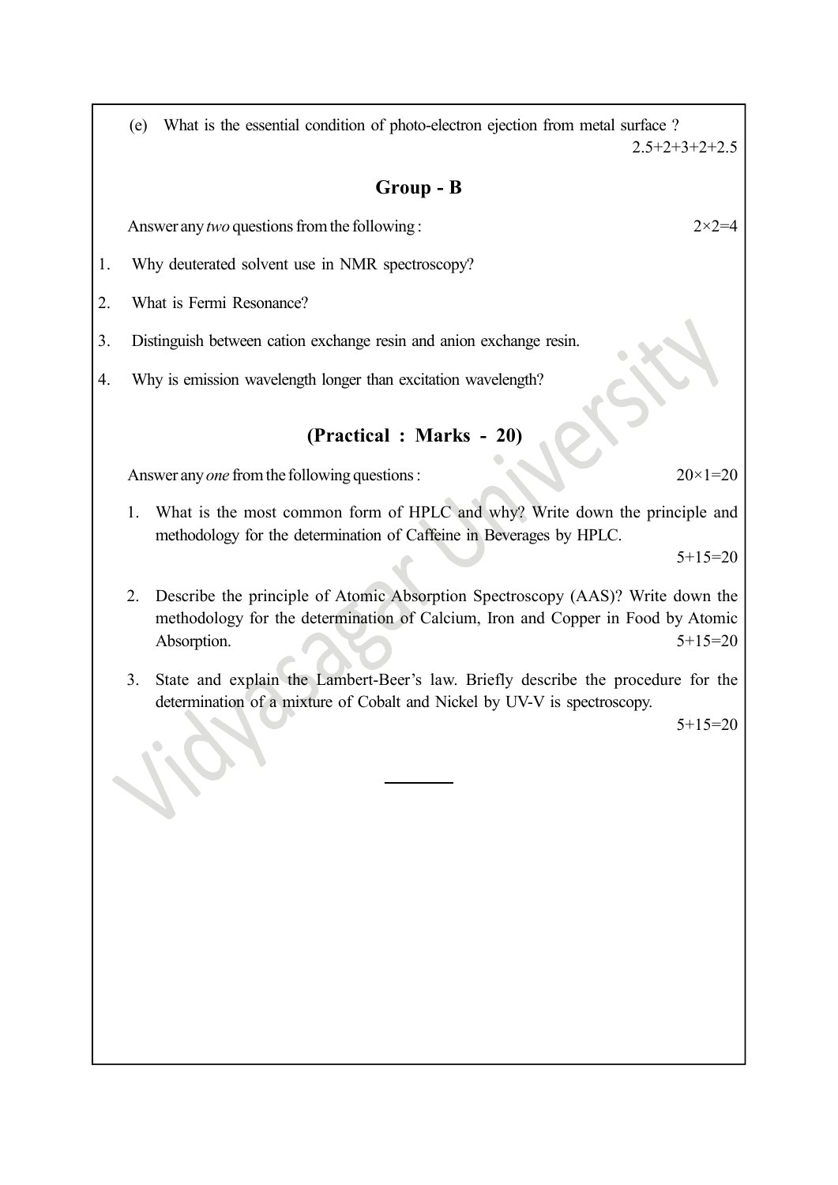(e) What is the essential condition of photo-electron ejection from metal surface ?

2.5+2+3+2+2.5

## Group - B

Answer any *two* questions from the following : 2×2=4

1. Why deuterated solvent use in NMR spectroscopy?
2. What is Fermi Resonance?
3. Distinguish between cation exchange resin and anion exchange resin.
4. Why is emission wavelength longer than excitation wavelength?

## (Practical : Marks - 20)

Answer any *one* from the following questions : 20×1=20

1. What is the most common form of HPLC and why? Write down the principle and methodology for the determination of Caffeine in Beverages by HPLC.

   5+15=20

2. Describe the principle of Atomic Absorption Spectroscopy (AAS)? Write down the methodology for the determination of Calcium, Iron and Copper in Food by Atomic Absorption.

   5+15=20

3. State and explain the Lambert-Beer's law. Briefly describe the procedure for the determination of a mixture of Cobalt and Nickel by UV-V is spectroscopy.

   5+15=20